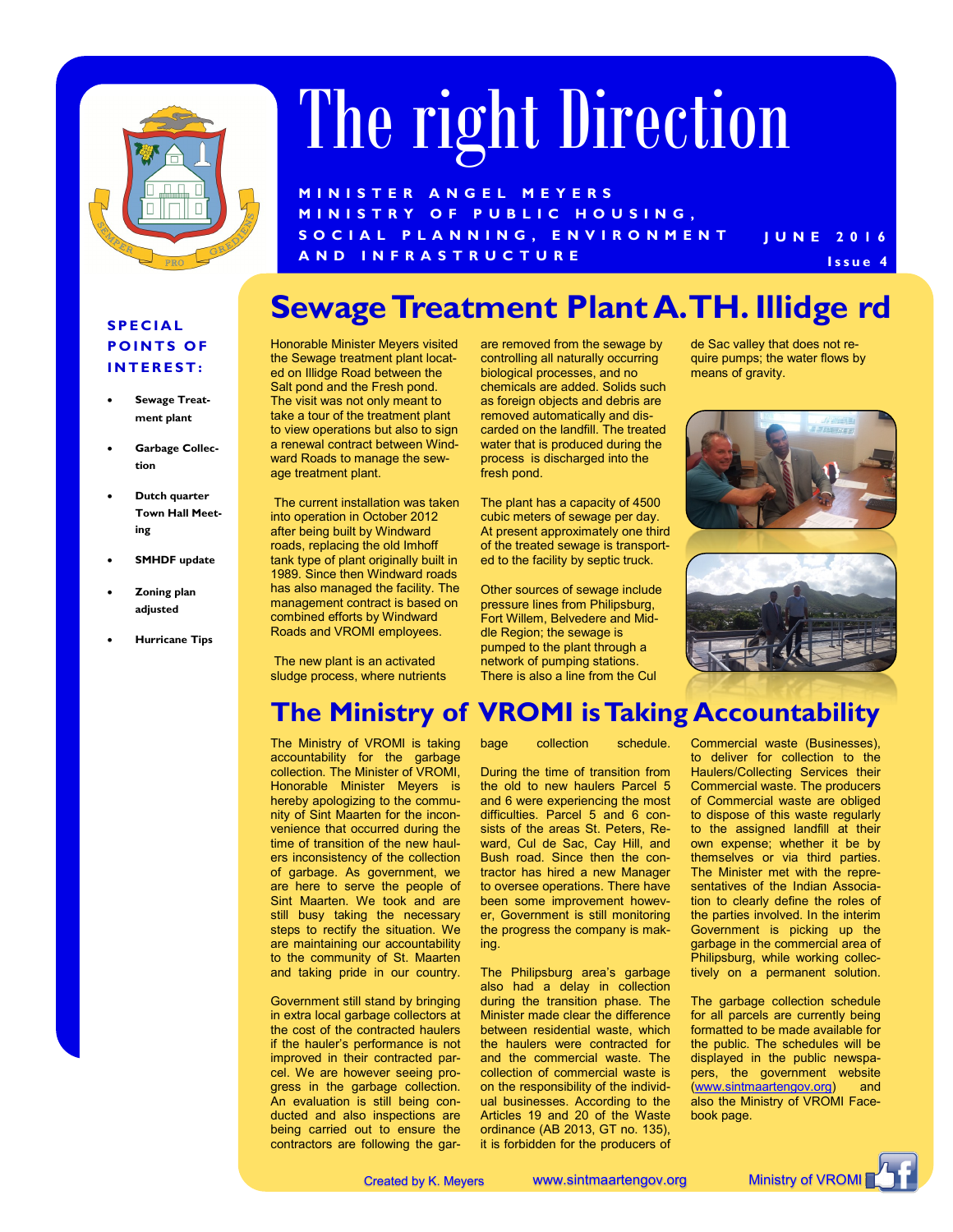# The right Direction

**MINISTER ANGEL MEYERS**
**MINISTRY OF PUBLIC HOUSING, SOCIAL PLANNING, ENVIRONMENT AND INFRASTRUCTURE**

**JUNE 2016**
**Issue 4**

**SPECIAL POINTS OF INTEREST:**

- Sewage Treatment plant
- Garbage Collection
- Dutch quarter Town Hall Meeting
- SMHDF update
- Zoning plan adjusted
- Hurricane Tips

## Sewage Treatment Plant A.TH. Illidge rd

Honorable Minister Meyers visited the Sewage treatment plant located on Illidge Road between the Salt pond and the Fresh pond. The visit was not only meant to take a tour of the treatment plant to view operations but also to sign a renewal contract between Windward Roads to manage the sewage treatment plant.

The current installation was taken into operation in October 2012 after being built by Windward roads, replacing the old Imhoff tank type of plant originally built in 1989. Since then Windward roads has also managed the facility. The management contract is based on combined efforts by Windward Roads and VROMI employees.

The new plant is an activated sludge process, where nutrients are removed from the sewage by controlling all naturally occurring biological processes, and no chemicals are added. Solids such as foreign objects and debris are removed automatically and discarded on the landfill. The treated water that is produced during the process is discharged into the fresh pond.

The plant has a capacity of 4500 cubic meters of sewage per day. At present approximately one third of the treated sewage is transported to the facility by septic truck.

Other sources of sewage include pressure lines from Philipsburg, Fort Willem, Belvedere and Middle Region; the sewage is pumped to the plant through a network of pumping stations. There is also a line from the Cul de Sac valley that does not require pumps; the water flows by means of gravity.

## The Ministry of VROMI is Taking Accountability

The Ministry of VROMI is taking accountability for the garbage collection. The Minister of VROMI, Honorable Minister Meyers is hereby apologizing to the community of Sint Maarten for the inconvenience that occurred during the time of transition of the new haulers inconsistency of the collection of garbage. As government, we are here to serve the people of Sint Maarten. We took and are still busy taking the necessary steps to rectify the situation. We are maintaining our accountability to the community of St. Maarten and taking pride in our country.

Government still stand by bringing in extra local garbage collectors at the cost of the contracted haulers if the hauler's performance is not improved in their contracted parcel. We are however seeing progress in the garbage collection. An evaluation is still being conducted and also inspections are being carried out to ensure the contractors are following the garbage collection schedule.

During the time of transition from the old to new haulers Parcel 5 and 6 were experiencing the most difficulties. Parcel 5 and 6 consists of the areas St. Peters, Reward, Cul de Sac, Cay Hill, and Bush road. Since then the contractor has hired a new Manager to oversee operations. There have been some improvement however, Government is still monitoring the progress the company is making.

The Philipsburg area's garbage also had a delay in collection during the transition phase. The Minister made clear the difference between residential waste, which the haulers were contracted for and the commercial waste. The collection of commercial waste is on the responsibility of the individual businesses. According to the Articles 19 and 20 of the Waste ordinance (AB 2013, GT no. 135), it is forbidden for the producers of Commercial waste (Businesses), to deliver for collection to the Haulers/Collecting Services their Commercial waste. The producers of Commercial waste are obliged to dispose of this waste regularly to the assigned landfill at their own expense; whether it be by themselves or via third parties. The Minister met with the representatives of the Indian Association to clearly define the roles of the parties involved. In the interim Government is picking up the garbage in the commercial area of Philipsburg, while working collectively on a permanent solution.

The garbage collection schedule for all parcels are currently being formatted to be made available for the public. The schedules will be displayed in the public newspapers, the government website (www.sintmaartengov.org) and also the Ministry of VROMI Facebook page.

Created by K. Meyers | www.sintmaartengov.org | Ministry of VROMI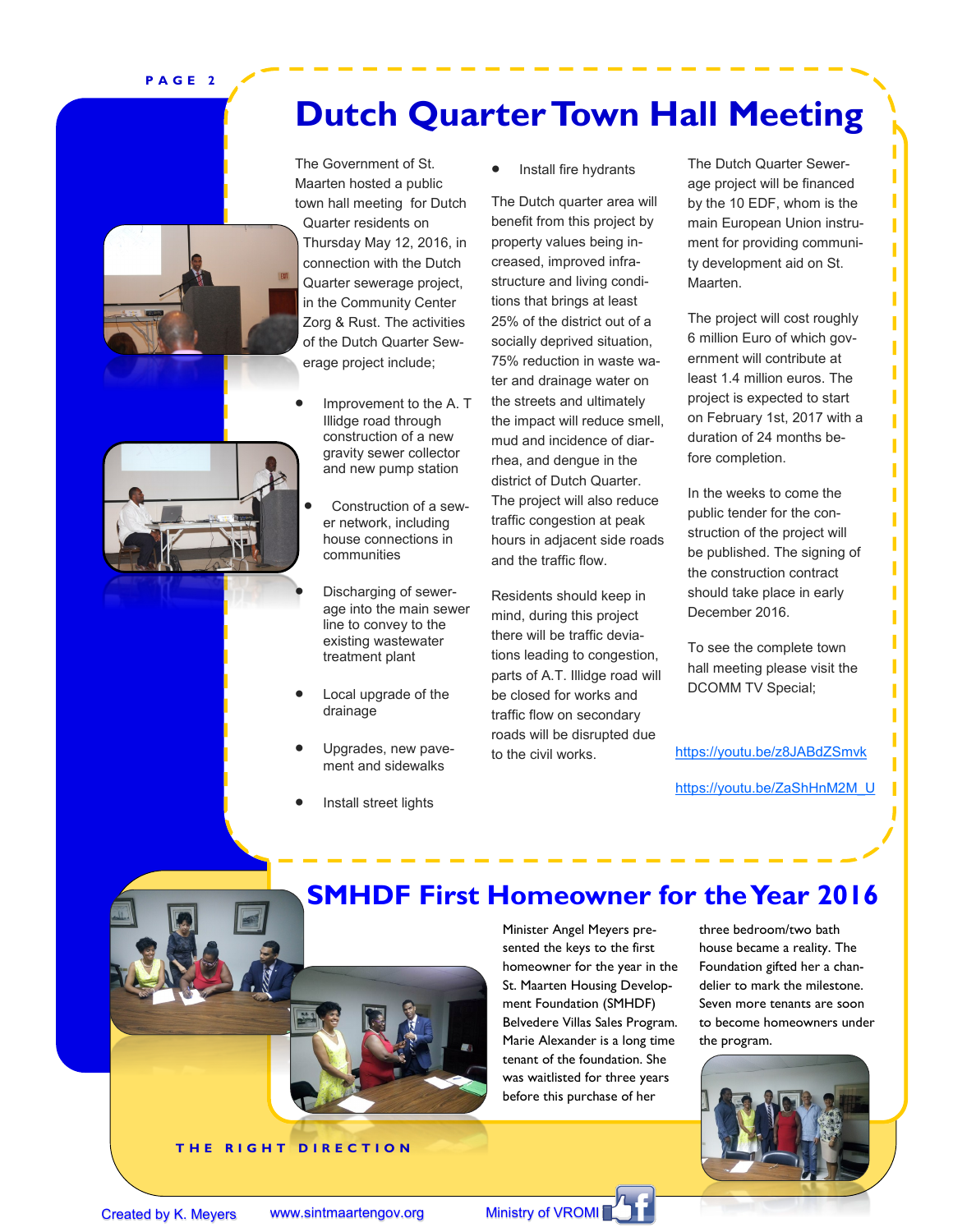# Dutch Quarter Town Hall Meeting

The Government of St. Maarten hosted a public town hall meeting for Dutch Quarter residents on Thursday May 12, 2016, in connection with the Dutch Quarter sewerage project, in the Community Center Zorg & Rust. The activities of the Dutch Quarter Sewerage project include;

- Improvement to the A. T Illidge road through construction of a new gravity sewer collector and new pump station
- Construction of a sewer network, including house connections in communities
- Discharging of sewerage into the main sewer line to convey to the existing wastewater treatment plant
- Local upgrade of the drainage
- Upgrades, new pavement and sidewalks
- Install street lights
- Install fire hydrants

The Dutch quarter area will benefit from this project by property values being increased, improved infrastructure and living conditions that brings at least 25% of the district out of a socially deprived situation, 75% reduction in waste water and drainage water on the streets and ultimately the impact will reduce smell, mud and incidence of diarrhea, and dengue in the district of Dutch Quarter. The project will also reduce traffic congestion at peak hours in adjacent side roads and the traffic flow.

Residents should keep in mind, during this project there will be traffic deviations leading to congestion, parts of A.T. Illidge road will be closed for works and traffic flow on secondary roads will be disrupted due to the civil works.

The Dutch Quarter Sewerage project will be financed by the 10 EDF, whom is the main European Union instrument for providing community development aid on St. Maarten.

The project will cost roughly 6 million Euro of which government will contribute at least 1.4 million euros. The project is expected to start on February 1st, 2017 with a duration of 24 months before completion.

In the weeks to come the public tender for the construction of the project will be published. The signing of the construction contract should take place in early December 2016.

To see the complete town hall meeting please visit the DCOMM TV Special;

https://youtu.be/z8JABdZSmvk

https://youtu.be/ZaShHnM2M_U

# SMHDF First Homeowner for the Year 2016

Minister Angel Meyers presented the keys to the first homeowner for the year in the St. Maarten Housing Development Foundation (SMHDF) Belvedere Villas Sales Program. Marie Alexander is a long time tenant of the foundation. She was waitlisted for three years before this purchase of her three bedroom/two bath house became a reality. The Foundation gifted her a chandelier to mark the milestone. Seven more tenants are soon to become homeowners under the program.

THE RIGHT DIRECTION

Created by K. Meyers www.sintmaartengov.org Ministry of VROMI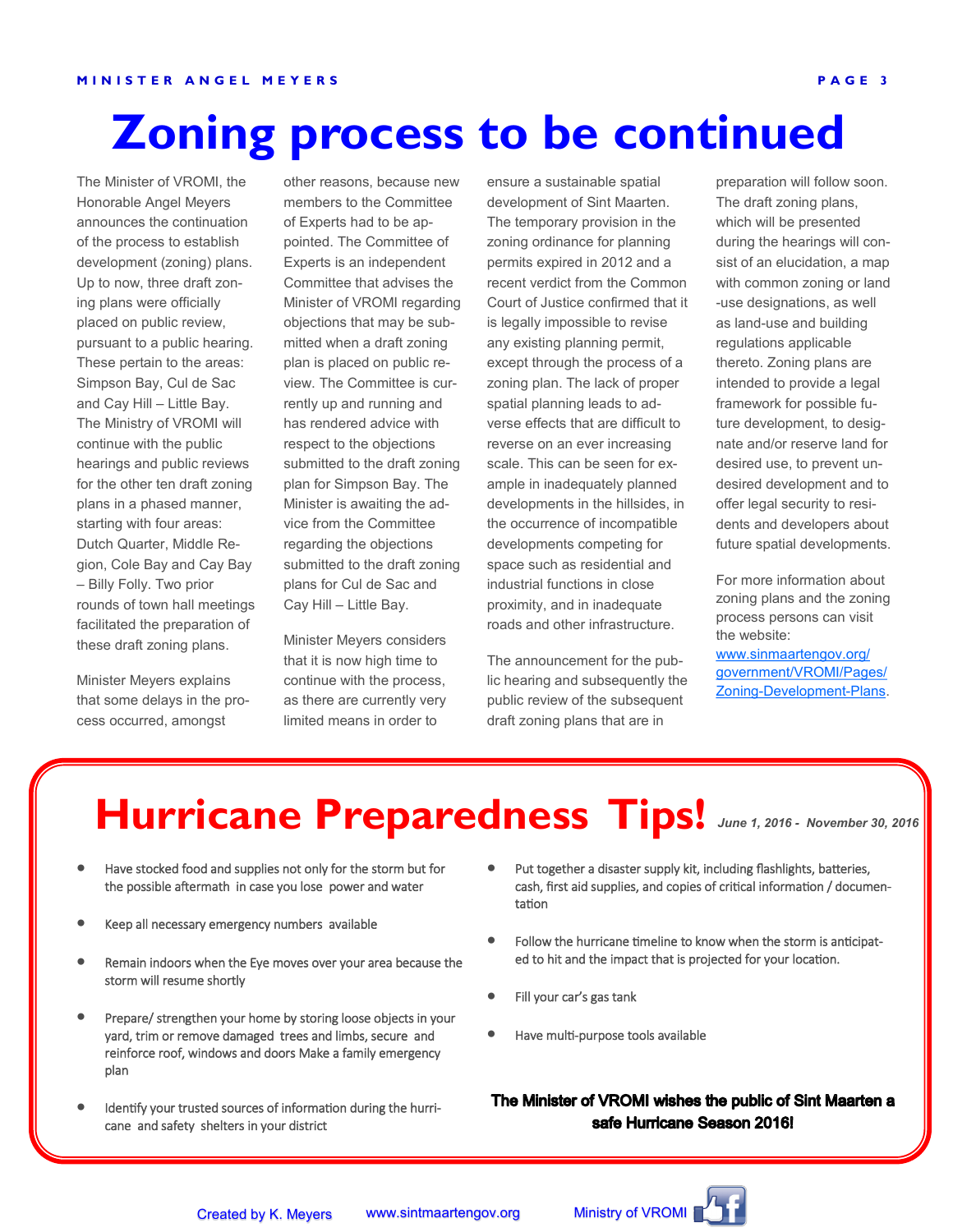# Zoning process to be continued

The Minister of VROMI, the Honorable Angel Meyers announces the continuation of the process to establish development (zoning) plans. Up to now, three draft zoning plans were officially placed on public review, pursuant to a public hearing. These pertain to the areas: Simpson Bay, Cul de Sac and Cay Hill – Little Bay. The Ministry of VROMI will continue with the public hearings and public reviews for the other ten draft zoning plans in a phased manner, starting with four areas: Dutch Quarter, Middle Region, Cole Bay and Cay Bay – Billy Folly. Two prior rounds of town hall meetings facilitated the preparation of these draft zoning plans.

Minister Meyers explains that some delays in the process occurred, amongst other reasons, because new members to the Committee of Experts had to be appointed. The Committee of Experts is an independent Committee that advises the Minister of VROMI regarding objections that may be submitted when a draft zoning plan is placed on public review. The Committee is currently up and running and has rendered advice with respect to the objections submitted to the draft zoning plan for Simpson Bay. The Minister is awaiting the advice from the Committee regarding the objections submitted to the draft zoning plans for Cul de Sac and Cay Hill – Little Bay.

Minister Meyers considers that it is now high time to continue with the process, as there are currently very limited means in order to ensure a sustainable spatial development of Sint Maarten. The temporary provision in the zoning ordinance for planning permits expired in 2012 and a recent verdict from the Common Court of Justice confirmed that it is legally impossible to revise any existing planning permit, except through the process of a zoning plan. The lack of proper spatial planning leads to adverse effects that are difficult to reverse on an ever increasing scale. This can be seen for example in inadequately planned developments in the hillsides, in the occurrence of incompatible developments competing for space such as residential and industrial functions in close proximity, and in inadequate roads and other infrastructure.

The announcement for the public hearing and subsequently the public review of the subsequent draft zoning plans that are in preparation will follow soon. The draft zoning plans, which will be presented during the hearings will consist of an elucidation, a map with common zoning or land-use designations, as well as land-use and building regulations applicable thereto. Zoning plans are intended to provide a legal framework for possible future development, to designate and/or reserve land for desired use, to prevent undesired development and to offer legal security to residents and developers about future spatial developments.

For more information about zoning plans and the zoning process persons can visit the website: [www.sinmaartengov.org/government/VROMI/Pages/Zoning-Development-Plans](www.sinmaartengov.org/government/VROMI/Pages/Zoning-Development-Plans).

# Hurricane Preparedness Tips!

*June 1, 2016 - November 30, 2016*

- Have stocked food and supplies not only for the storm but for the possible aftermath in case you lose power and water
- Keep all necessary emergency numbers available
- Remain indoors when the Eye moves over your area because the storm will resume shortly
- Prepare/ strengthen your home by storing loose objects in your yard, trim or remove damaged trees and limbs, secure and reinforce roof, windows and doors Make a family emergency plan
- Identify your trusted sources of information during the hurricane and safety shelters in your district
- Put together a disaster supply kit, including flashlights, batteries, cash, first aid supplies, and copies of critical information / documentation
- Follow the hurricane timeline to know when the storm is anticipated to hit and the impact that is projected for your location.
- Fill your car's gas tank
- Have multi-purpose tools available

**The Minister of VROMI wishes the public of Sint Maarten a safe Hurricane Season 2016!**

Created by K. Meyers www.sintmaartengov.org Ministry of VROMI